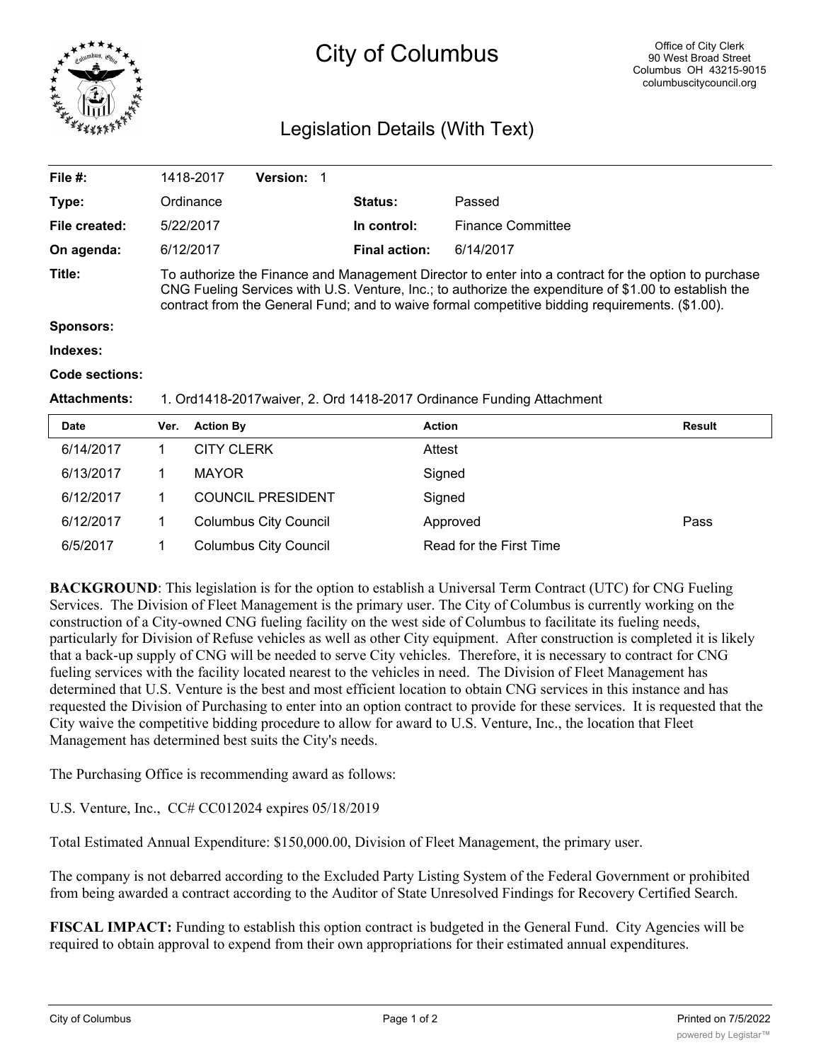# City of Columbus

Office of City Clerk
90 West Broad Street
Columbus OH 43215-9015
columbuscitycouncil.org

## Legislation Details (With Text)

| | | | |
|---|---|---|---|
| **File #:** | 1418-2017 **Version:** 1 | | |
| **Type:** | Ordinance | **Status:** | Passed |
| **File created:** | 5/22/2017 | **In control:** | Finance Committee |
| **On agenda:** | 6/12/2017 | **Final action:** | 6/14/2017 |

**Title:** To authorize the Finance and Management Director to enter into a contract for the option to purchase CNG Fueling Services with U.S. Venture, Inc.; to authorize the expenditure of $1.00 to establish the contract from the General Fund; and to waive formal competitive bidding requirements. ($1.00).

**Sponsors:**

**Indexes:**

**Code sections:**

**Attachments:** 1. Ord1418-2017waiver, 2. Ord 1418-2017 Ordinance Funding Attachment

| Date | Ver. | Action By | Action | Result |
|---|---|---|---|---|
| 6/14/2017 | 1 | CITY CLERK | Attest | |
| 6/13/2017 | 1 | MAYOR | Signed | |
| 6/12/2017 | 1 | COUNCIL PRESIDENT | Signed | |
| 6/12/2017 | 1 | Columbus City Council | Approved | Pass |
| 6/5/2017 | 1 | Columbus City Council | Read for the First Time | |

**BACKGROUND**: This legislation is for the option to establish a Universal Term Contract (UTC) for CNG Fueling Services. The Division of Fleet Management is the primary user. The City of Columbus is currently working on the construction of a City-owned CNG fueling facility on the west side of Columbus to facilitate its fueling needs, particularly for Division of Refuse vehicles as well as other City equipment. After construction is completed it is likely that a back-up supply of CNG will be needed to serve City vehicles. Therefore, it is necessary to contract for CNG fueling services with the facility located nearest to the vehicles in need. The Division of Fleet Management has determined that U.S. Venture is the best and most efficient location to obtain CNG services in this instance and has requested the Division of Purchasing to enter into an option contract to provide for these services. It is requested that the City waive the competitive bidding procedure to allow for award to U.S. Venture, Inc., the location that Fleet Management has determined best suits the City's needs.

The Purchasing Office is recommending award as follows:

U.S. Venture, Inc., CC# CC012024 expires 05/18/2019

Total Estimated Annual Expenditure: $150,000.00, Division of Fleet Management, the primary user.

The company is not debarred according to the Excluded Party Listing System of the Federal Government or prohibited from being awarded a contract according to the Auditor of State Unresolved Findings for Recovery Certified Search.

**FISCAL IMPACT:** Funding to establish this option contract is budgeted in the General Fund. City Agencies will be required to obtain approval to expend from their own appropriations for their estimated annual expenditures.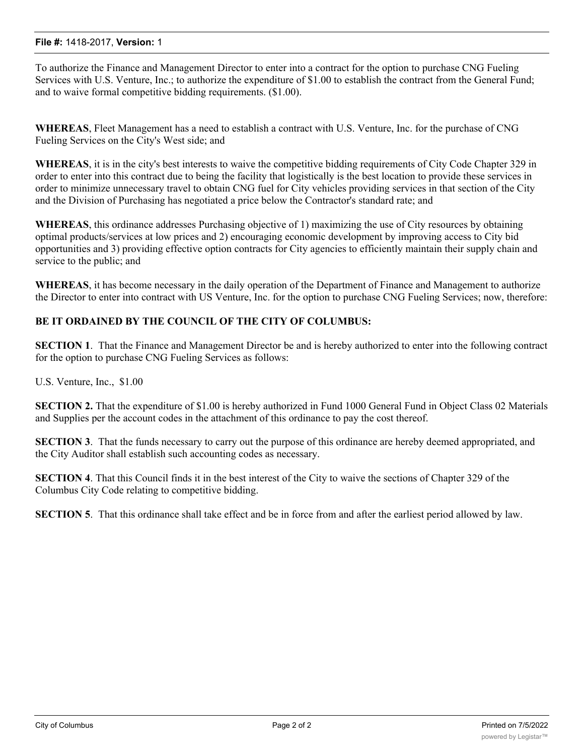To authorize the Finance and Management Director to enter into a contract for the option to purchase CNG Fueling Services with U.S. Venture, Inc.; to authorize the expenditure of $1.00 to establish the contract from the General Fund; and to waive formal competitive bidding requirements. ($1.00).

**WHEREAS**, Fleet Management has a need to establish a contract with U.S. Venture, Inc. for the purchase of CNG Fueling Services on the City's West side; and

**WHEREAS**, it is in the city's best interests to waive the competitive bidding requirements of City Code Chapter 329 in order to enter into this contract due to being the facility that logistically is the best location to provide these services in order to minimize unnecessary travel to obtain CNG fuel for City vehicles providing services in that section of the City and the Division of Purchasing has negotiated a price below the Contractor's standard rate; and

**WHEREAS**, this ordinance addresses Purchasing objective of 1) maximizing the use of City resources by obtaining optimal products/services at low prices and 2) encouraging economic development by improving access to City bid opportunities and 3) providing effective option contracts for City agencies to efficiently maintain their supply chain and service to the public; and

**WHEREAS**, it has become necessary in the daily operation of the Department of Finance and Management to authorize the Director to enter into contract with US Venture, Inc. for the option to purchase CNG Fueling Services; now, therefore:

**BE IT ORDAINED BY THE COUNCIL OF THE CITY OF COLUMBUS:**

**SECTION 1**. That the Finance and Management Director be and is hereby authorized to enter into the following contract for the option to purchase CNG Fueling Services as follows:

U.S. Venture, Inc., $1.00

**SECTION 2.** That the expenditure of $1.00 is hereby authorized in Fund 1000 General Fund in Object Class 02 Materials and Supplies per the account codes in the attachment of this ordinance to pay the cost thereof.

**SECTION 3**. That the funds necessary to carry out the purpose of this ordinance are hereby deemed appropriated, and the City Auditor shall establish such accounting codes as necessary.

**SECTION 4**. That this Council finds it in the best interest of the City to waive the sections of Chapter 329 of the Columbus City Code relating to competitive bidding.

**SECTION 5**. That this ordinance shall take effect and be in force from and after the earliest period allowed by law.